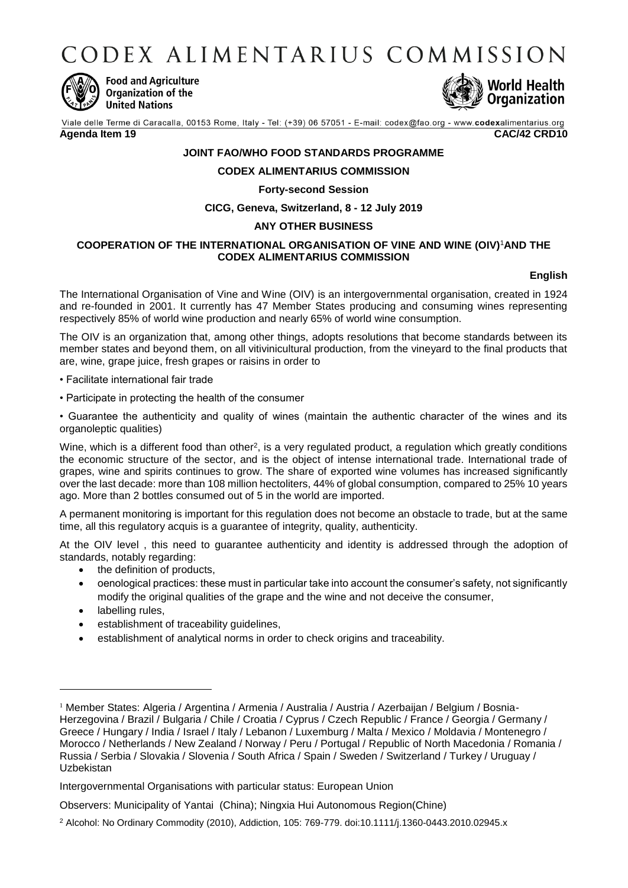# CODEX ALIMENTARIUS COMMISSION

Food and Agriculture Organization of the United Nations

World Health Organization

Viale delle Terme di Caracalla, 00153 Rome, Italy - Tel: (+39) 06 57051 - E-mail: codex@fao.org - www.codexalimentarius.org

**Agenda Item 19** **CAC/42 CRD10**

**JOINT FAO/WHO FOOD STANDARDS PROGRAMME**

**CODEX ALIMENTARIUS COMMISSION**

**Forty-second Session**

**CICG, Geneva, Switzerland, 8 - 12 July 2019**

**ANY OTHER BUSINESS**

## COOPERATION OF THE INTERNATIONAL ORGANISATION OF VINE AND WINE (OIV)[1] AND THE CODEX ALIMENTARIUS COMMISSION

**English**

The International Organisation of Vine and Wine (OIV) is an intergovernmental organisation, created in 1924 and re-founded in 2001. It currently has 47 Member States producing and consuming wines representing respectively 85% of world wine production and nearly 65% of world wine consumption.

The OIV is an organization that, among other things, adopts resolutions that become standards between its member states and beyond them, on all vitivinicultural production, from the vineyard to the final products that are, wine, grape juice, fresh grapes or raisins in order to

• Facilitate international fair trade

• Participate in protecting the health of the consumer

• Guarantee the authenticity and quality of wines (maintain the authentic character of the wines and its organoleptic qualities)

Wine, which is a different food than other[2], is a very regulated product, a regulation which greatly conditions the economic structure of the sector, and is the object of intense international trade. International trade of grapes, wine and spirits continues to grow. The share of exported wine volumes has increased significantly over the last decade: more than 108 million hectoliters, 44% of global consumption, compared to 25% 10 years ago. More than 2 bottles consumed out of 5 in the world are imported.

A permanent monitoring is important for this regulation does not become an obstacle to trade, but at the same time, all this regulatory acquis is a guarantee of integrity, quality, authenticity.

At the OIV level , this need to guarantee authenticity and identity is addressed through the adoption of standards, notably regarding:

- the definition of products,
- oenological practices: these must in particular take into account the consumer's safety, not significantly modify the original qualities of the grape and the wine and not deceive the consumer,
- labelling rules,
- establishment of traceability guidelines,
- establishment of analytical norms in order to check origins and traceability.

---

[1] Member States: Algeria / Argentina / Armenia / Australia / Austria / Azerbaijan / Belgium / Bosnia-Herzegovina / Brazil / Bulgaria / Chile / Croatia / Cyprus / Czech Republic / France / Georgia / Germany / Greece / Hungary / India / Israel / Italy / Lebanon / Luxemburg / Malta / Mexico / Moldavia / Montenegro / Morocco / Netherlands / New Zealand / Norway / Peru / Portugal / Republic of North Macedonia / Romania / Russia / Serbia / Slovakia / Slovenia / South Africa / Spain / Sweden / Switzerland / Turkey / Uruguay / Uzbekistan

Intergovernmental Organisations with particular status: European Union

Observers: Municipality of Yantai (China); Ningxia Hui Autonomous Region(Chine)

[2] Alcohol: No Ordinary Commodity (2010), Addiction, 105: 769-779. doi:10.1111/j.1360-0443.2010.02945.x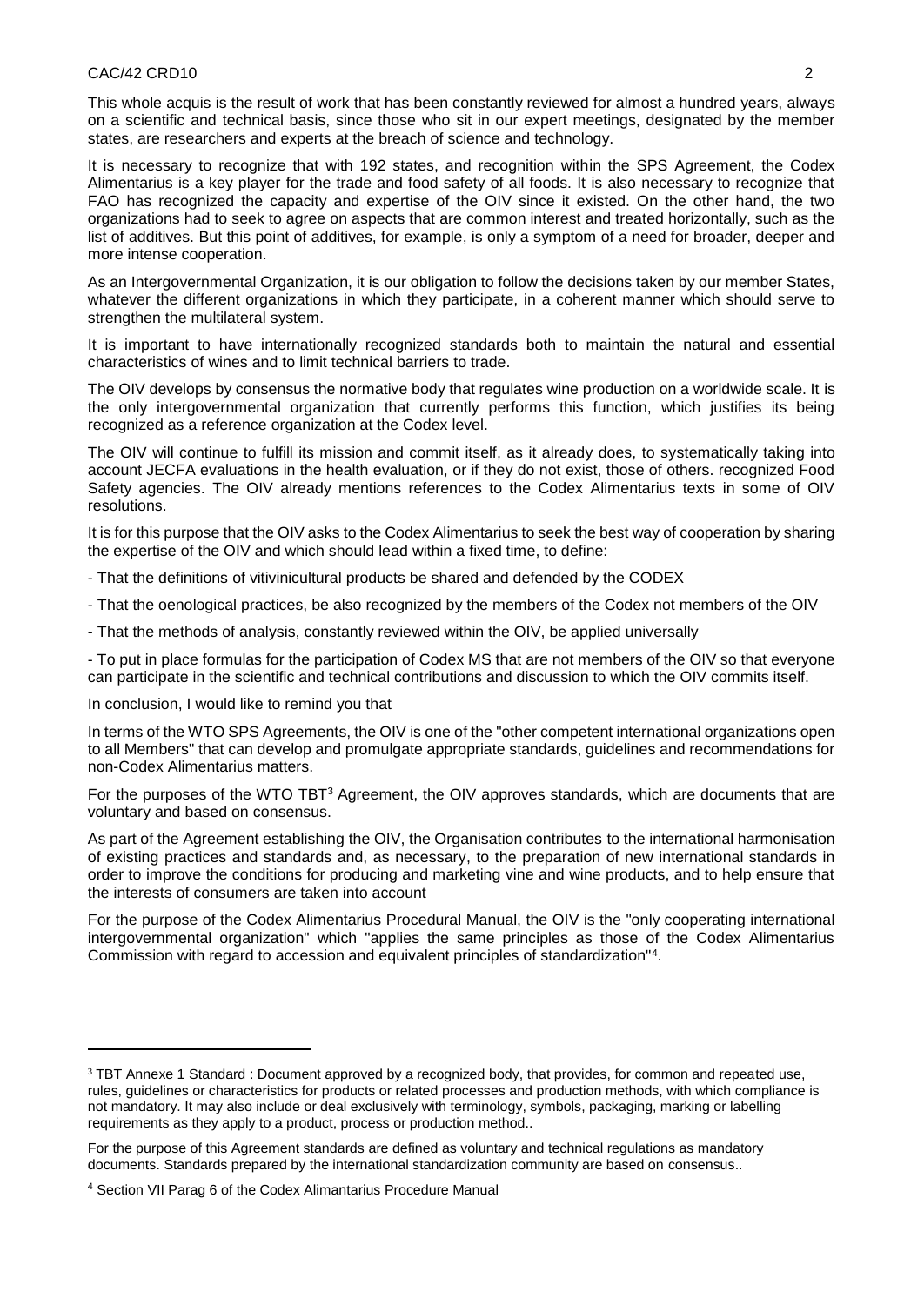This whole acquis is the result of work that has been constantly reviewed for almost a hundred years, always on a scientific and technical basis, since those who sit in our expert meetings, designated by the member states, are researchers and experts at the breach of science and technology.

It is necessary to recognize that with 192 states, and recognition within the SPS Agreement, the Codex Alimentarius is a key player for the trade and food safety of all foods. It is also necessary to recognize that FAO has recognized the capacity and expertise of the OIV since it existed. On the other hand, the two organizations had to seek to agree on aspects that are common interest and treated horizontally, such as the list of additives. But this point of additives, for example, is only a symptom of a need for broader, deeper and more intense cooperation.

As an Intergovernmental Organization, it is our obligation to follow the decisions taken by our member States, whatever the different organizations in which they participate, in a coherent manner which should serve to strengthen the multilateral system.

It is important to have internationally recognized standards both to maintain the natural and essential characteristics of wines and to limit technical barriers to trade.

The OIV develops by consensus the normative body that regulates wine production on a worldwide scale. It is the only intergovernmental organization that currently performs this function, which justifies its being recognized as a reference organization at the Codex level.

The OIV will continue to fulfill its mission and commit itself, as it already does, to systematically taking into account JECFA evaluations in the health evaluation, or if they do not exist, those of others. recognized Food Safety agencies. The OIV already mentions references to the Codex Alimentarius texts in some of OIV resolutions.

It is for this purpose that the OIV asks to the Codex Alimentarius to seek the best way of cooperation by sharing the expertise of the OIV and which should lead within a fixed time, to define:

- That the definitions of vitivinicultural products be shared and defended by the CODEX
- That the oenological practices, be also recognized by the members of the Codex not members of the OIV
- That the methods of analysis, constantly reviewed within the OIV, be applied universally
- To put in place formulas for the participation of Codex MS that are not members of the OIV so that everyone can participate in the scientific and technical contributions and discussion to which the OIV commits itself.

In conclusion, I would like to remind you that

In terms of the WTO SPS Agreements, the OIV is one of the "other competent international organizations open to all Members" that can develop and promulgate appropriate standards, guidelines and recommendations for non-Codex Alimentarius matters.

For the purposes of the WTO TBT[3] Agreement, the OIV approves standards, which are documents that are voluntary and based on consensus.

As part of the Agreement establishing the OIV, the Organisation contributes to the international harmonisation of existing practices and standards and, as necessary, to the preparation of new international standards in order to improve the conditions for producing and marketing vine and wine products, and to help ensure that the interests of consumers are taken into account

For the purpose of the Codex Alimentarius Procedural Manual, the OIV is the "only cooperating international intergovernmental organization" which "applies the same principles as those of the Codex Alimentarius Commission with regard to accession and equivalent principles of standardization"[4].

---

[3] TBT Annexe 1 Standard : Document approved by a recognized body, that provides, for common and repeated use, rules, guidelines or characteristics for products or related processes and production methods, with which compliance is not mandatory. It may also include or deal exclusively with terminology, symbols, packaging, marking or labelling requirements as they apply to a product, process or production method..

For the purpose of this Agreement standards are defined as voluntary and technical regulations as mandatory documents. Standards prepared by the international standardization community are based on consensus..

[4] Section VII Parag 6 of the Codex Alimantarius Procedure Manual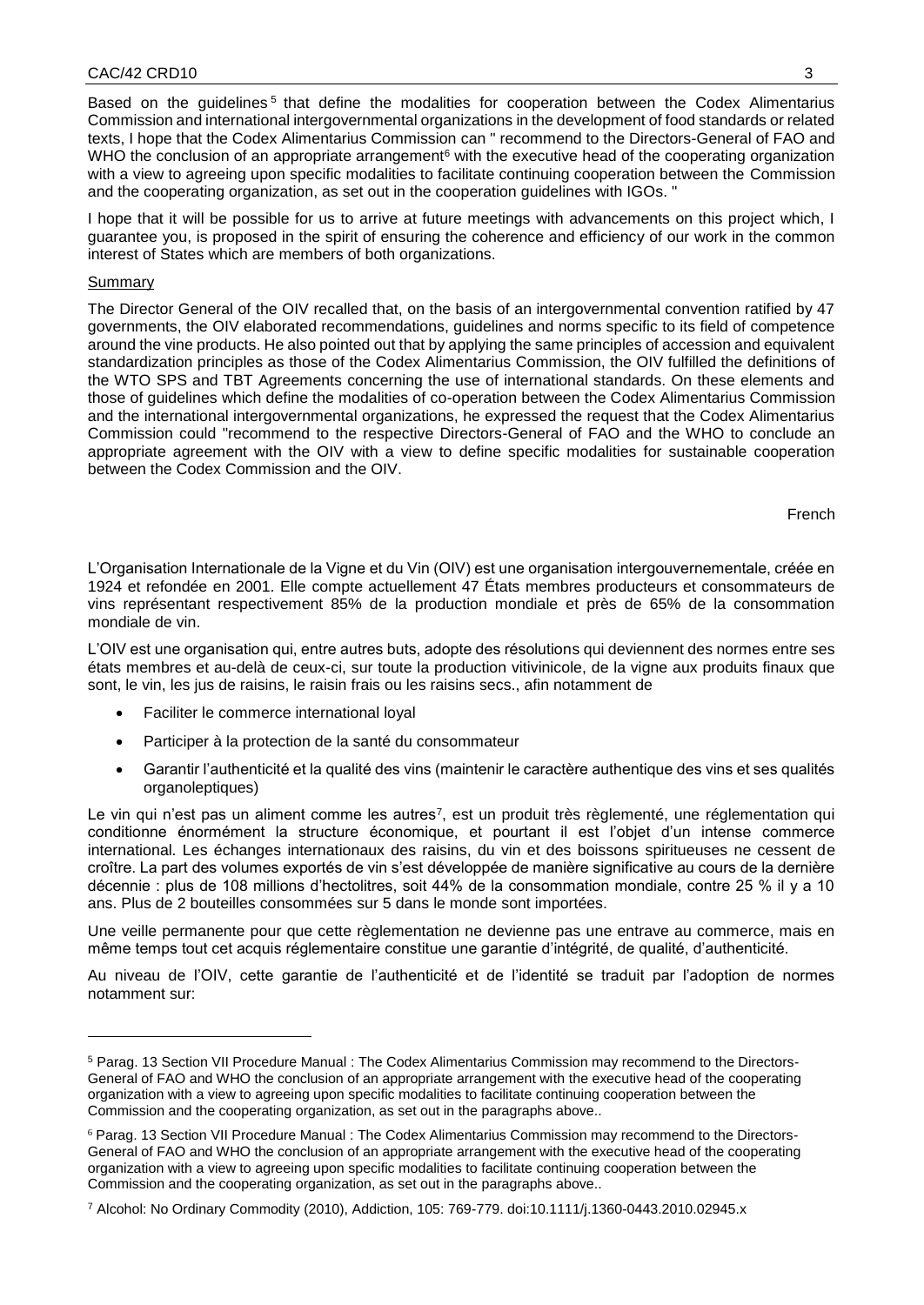Based on the guidelines[5] that define the modalities for cooperation between the Codex Alimentarius Commission and international intergovernmental organizations in the development of food standards or related texts, I hope that the Codex Alimentarius Commission can " recommend to the Directors-General of FAO and WHO the conclusion of an appropriate arrangement[6] with the executive head of the cooperating organization with a view to agreeing upon specific modalities to facilitate continuing cooperation between the Commission and the cooperating organization, as set out in the cooperation guidelines with IGOs. "

I hope that it will be possible for us to arrive at future meetings with advancements on this project which, I guarantee you, is proposed in the spirit of ensuring the coherence and efficiency of our work in the common interest of States which are members of both organizations.

Summary

The Director General of the OIV recalled that, on the basis of an intergovernmental convention ratified by 47 governments, the OIV elaborated recommendations, guidelines and norms specific to its field of competence around the vine products. He also pointed out that by applying the same principles of accession and equivalent standardization principles as those of the Codex Alimentarius Commission, the OIV fulfilled the definitions of the WTO SPS and TBT Agreements concerning the use of international standards. On these elements and those of guidelines which define the modalities of co-operation between the Codex Alimentarius Commission and the international intergovernmental organizations, he expressed the request that the Codex Alimentarius Commission could "recommend to the respective Directors-General of FAO and the WHO to conclude an appropriate agreement with the OIV with a view to define specific modalities for sustainable cooperation between the Codex Commission and the OIV.

French

L'Organisation Internationale de la Vigne et du Vin (OIV) est une organisation intergouvernementale, créée en 1924 et refondée en 2001. Elle compte actuellement 47 États membres producteurs et consommateurs de vins représentant respectivement 85% de la production mondiale et près de 65% de la consommation mondiale de vin.

L'OIV est une organisation qui, entre autres buts, adopte des résolutions qui deviennent des normes entre ses états membres et au-delà de ceux-ci, sur toute la production vitivinicole, de la vigne aux produits finaux que sont, le vin, les jus de raisins, le raisin frais ou les raisins secs., afin notamment de

- Faciliter le commerce international loyal
- Participer à la protection de la santé du consommateur
- Garantir l'authenticité et la qualité des vins (maintenir le caractère authentique des vins et ses qualités organoleptiques)

Le vin qui n'est pas un aliment comme les autres[7], est un produit très règlementé, une réglementation qui conditionne énormément la structure économique, et pourtant il est l'objet d'un intense commerce international. Les échanges internationaux des raisins, du vin et des boissons spiritueuses ne cessent de croître. La part des volumes exportés de vin s'est développée de manière significative au cours de la dernière décennie : plus de 108 millions d'hectolitres, soit 44% de la consommation mondiale, contre 25 % il y a 10 ans. Plus de 2 bouteilles consommées sur 5 dans le monde sont importées.

Une veille permanente pour que cette règlementation ne devienne pas une entrave au commerce, mais en même temps tout cet acquis réglementaire constitue une garantie d'intégrité, de qualité, d'authenticité.

Au niveau de l'OIV, cette garantie de l'authenticité et de l'identité se traduit par l'adoption de normes notamment sur:

---

[5] Parag. 13 Section VII Procedure Manual : The Codex Alimentarius Commission may recommend to the Directors-General of FAO and WHO the conclusion of an appropriate arrangement with the executive head of the cooperating organization with a view to agreeing upon specific modalities to facilitate continuing cooperation between the Commission and the cooperating organization, as set out in the paragraphs above..

[6] Parag. 13 Section VII Procedure Manual : The Codex Alimentarius Commission may recommend to the Directors-General of FAO and WHO the conclusion of an appropriate arrangement with the executive head of the cooperating organization with a view to agreeing upon specific modalities to facilitate continuing cooperation between the Commission and the cooperating organization, as set out in the paragraphs above..

[7] Alcohol: No Ordinary Commodity (2010), Addiction, 105: 769-779. doi:10.1111/j.1360-0443.2010.02945.x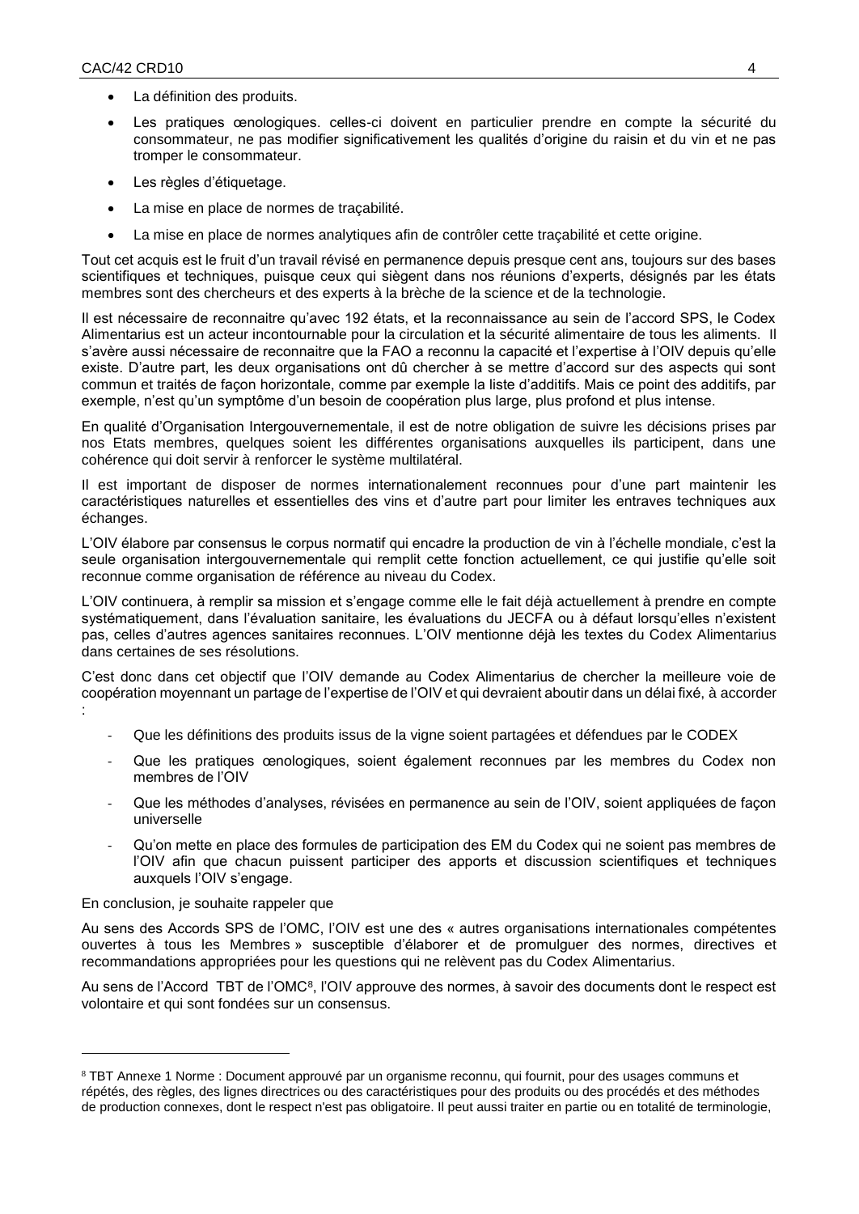- La définition des produits.
- Les pratiques œnologiques. celles-ci doivent en particulier prendre en compte la sécurité du consommateur, ne pas modifier significativement les qualités d'origine du raisin et du vin et ne pas tromper le consommateur.
- Les règles d'étiquetage.
- La mise en place de normes de traçabilité.
- La mise en place de normes analytiques afin de contrôler cette traçabilité et cette origine.

Tout cet acquis est le fruit d'un travail révisé en permanence depuis presque cent ans, toujours sur des bases scientifiques et techniques, puisque ceux qui siègent dans nos réunions d'experts, désignés par les états membres sont des chercheurs et des experts à la brèche de la science et de la technologie.

Il est nécessaire de reconnaitre qu'avec 192 états, et la reconnaissance au sein de l'accord SPS, le Codex Alimentarius est un acteur incontournable pour la circulation et la sécurité alimentaire de tous les aliments. Il s'avère aussi nécessaire de reconnaitre que la FAO a reconnu la capacité et l'expertise à l'OIV depuis qu'elle existe. D'autre part, les deux organisations ont dû chercher à se mettre d'accord sur des aspects qui sont commun et traités de façon horizontale, comme par exemple la liste d'additifs. Mais ce point des additifs, par exemple, n'est qu'un symptôme d'un besoin de coopération plus large, plus profond et plus intense.

En qualité d'Organisation Intergouvernementale, il est de notre obligation de suivre les décisions prises par nos Etats membres, quelques soient les différentes organisations auxquelles ils participent, dans une cohérence qui doit servir à renforcer le système multilatéral.

Il est important de disposer de normes internationalement reconnues pour d'une part maintenir les caractéristiques naturelles et essentielles des vins et d'autre part pour limiter les entraves techniques aux échanges.

L'OIV élabore par consensus le corpus normatif qui encadre la production de vin à l'échelle mondiale, c'est la seule organisation intergouvernementale qui remplit cette fonction actuellement, ce qui justifie qu'elle soit reconnue comme organisation de référence au niveau du Codex.

L'OIV continuera, à remplir sa mission et s'engage comme elle le fait déjà actuellement à prendre en compte systématiquement, dans l'évaluation sanitaire, les évaluations du JECFA ou à défaut lorsqu'elles n'existent pas, celles d'autres agences sanitaires reconnues. L'OIV mentionne déjà les textes du Codex Alimentarius dans certaines de ses résolutions.

C'est donc dans cet objectif que l'OIV demande au Codex Alimentarius de chercher la meilleure voie de coopération moyennant un partage de l'expertise de l'OIV et qui devraient aboutir dans un délai fixé, à accorder :

- Que les définitions des produits issus de la vigne soient partagées et défendues par le CODEX
- Que les pratiques œnologiques, soient également reconnues par les membres du Codex non membres de l'OIV
- Que les méthodes d'analyses, révisées en permanence au sein de l'OIV, soient appliquées de façon universelle
- Qu'on mette en place des formules de participation des EM du Codex qui ne soient pas membres de l'OIV afin que chacun puissent participer des apports et discussion scientifiques et techniques auxquels l'OIV s'engage.

En conclusion, je souhaite rappeler que

Au sens des Accords SPS de l'OMC, l'OIV est une des « autres organisations internationales compétentes ouvertes à tous les Membres » susceptible d'élaborer et de promulguer des normes, directives et recommandations appropriées pour les questions qui ne relèvent pas du Codex Alimentarius.

Au sens de l'Accord TBT de l'OMC[8], l'OIV approuve des normes, à savoir des documents dont le respect est volontaire et qui sont fondées sur un consensus.

[8] TBT Annexe 1 Norme : Document approuvé par un organisme reconnu, qui fournit, pour des usages communs et répétés, des règles, des lignes directrices ou des caractéristiques pour des produits ou des procédés et des méthodes de production connexes, dont le respect n'est pas obligatoire. Il peut aussi traiter en partie ou en totalité de terminologie,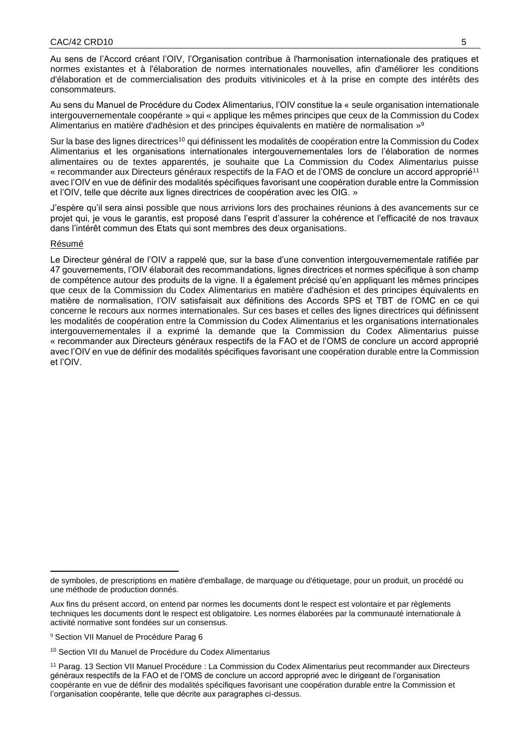Au sens de l'Accord créant l'OIV, l'Organisation contribue à l'harmonisation internationale des pratiques et normes existantes et à l'élaboration de normes internationales nouvelles, afin d'améliorer les conditions d'élaboration et de commercialisation des produits vitivinicoles et à la prise en compte des intérêts des consommateurs.

Au sens du Manuel de Procédure du Codex Alimentarius, l'OIV constitue la « seule organisation internationale intergouvernementale coopérante » qui « applique les mêmes principes que ceux de la Commission du Codex Alimentarius en matière d'adhésion et des principes équivalents en matière de normalisation »[9]

Sur la base des lignes directrices[10] qui définissent les modalités de coopération entre la Commission du Codex Alimentarius et les organisations internationales intergouvernementales lors de l'élaboration de normes alimentaires ou de textes apparentés, je souhaite que La Commission du Codex Alimentarius puisse « recommander aux Directeurs généraux respectifs de la FAO et de l'OMS de conclure un accord approprié[11] avec l'OIV en vue de définir des modalités spécifiques favorisant une coopération durable entre la Commission et l'OIV, telle que décrite aux lignes directrices de coopération avec les OIG. »

J'espère qu'il sera ainsi possible que nous arrivions lors des prochaines réunions à des avancements sur ce projet qui, je vous le garantis, est proposé dans l'esprit d'assurer la cohérence et l'efficacité de nos travaux dans l'intérêt commun des Etats qui sont membres des deux organisations.

Résumé

Le Directeur général de l'OIV a rappelé que, sur la base d'une convention intergouvernementale ratifiée par 47 gouvernements, l'OIV élaborait des recommandations, lignes directrices et normes spécifique à son champ de compétence autour des produits de la vigne. Il a également précisé qu'en appliquant les mêmes principes que ceux de la Commission du Codex Alimentarius en matière d'adhésion et des principes équivalents en matière de normalisation, l'OIV satisfaisait aux définitions des Accords SPS et TBT de l'OMC en ce qui concerne le recours aux normes internationales. Sur ces bases et celles des lignes directrices qui définissent les modalités de coopération entre la Commission du Codex Alimentarius et les organisations internationales intergouvernementales il a exprimé la demande que la Commission du Codex Alimentarius puisse « recommander aux Directeurs généraux respectifs de la FAO et de l'OMS de conclure un accord approprié avec l'OIV en vue de définir des modalités spécifiques favorisant une coopération durable entre la Commission et l'OIV.

---

de symboles, de prescriptions en matière d'emballage, de marquage ou d'étiquetage, pour un produit, un procédé ou une méthode de production donnés.

Aux fins du présent accord, on entend par normes les documents dont le respect est volontaire et par règlements techniques les documents dont le respect est obligatoire. Les normes élaborées par la communauté internationale à activité normative sont fondées sur un consensus.

[9] Section VII Manuel de Procédure Parag 6

[10] Section VII du Manuel de Procédure du Codex Alimentarius

[11] Parag. 13 Section VII Manuel Procédure : La Commission du Codex Alimentarius peut recommander aux Directeurs généraux respectifs de la FAO et de l'OMS de conclure un accord approprié avec le dirigeant de l'organisation coopérante en vue de définir des modalités spécifiques favorisant une coopération durable entre la Commission et l'organisation coopérante, telle que décrite aux paragraphes ci-dessus.